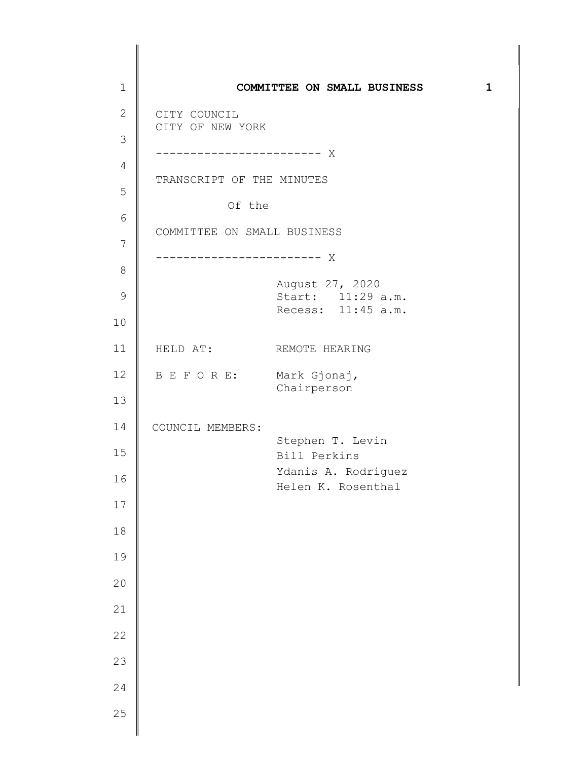CITY COUNCIL
CITY OF NEW YORK

------------------------ X

TRANSCRIPT OF THE MINUTES

Of the

COMMITTEE ON SMALL BUSINESS

------------------------ X

August 27, 2020
Start: 11:29 a.m.
Recess: 11:45 a.m.

HELD AT: REMOTE HEARING

B E F O R E: Mark Gjonaj,
Chairperson

COUNCIL MEMBERS:
Stephen T. Levin
Bill Perkins
Ydanis A. Rodriguez
Helen K. Rosenthal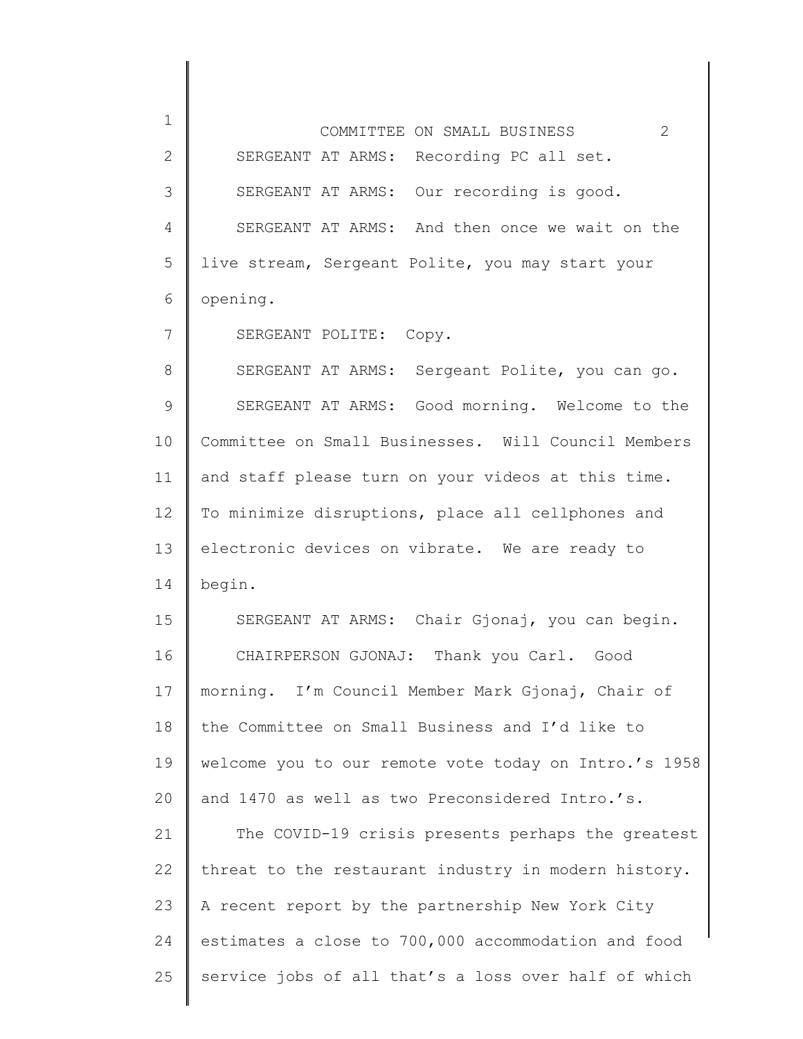SERGEANT AT ARMS: Recording PC all set.

SERGEANT AT ARMS: Our recording is good.

SERGEANT AT ARMS: And then once we wait on the live stream, Sergeant Polite, you may start your opening.

SERGEANT POLITE: Copy.

SERGEANT AT ARMS: Sergeant Polite, you can go.

SERGEANT AT ARMS: Good morning. Welcome to the Committee on Small Businesses. Will Council Members and staff please turn on your videos at this time. To minimize disruptions, place all cellphones and electronic devices on vibrate. We are ready to begin.

SERGEANT AT ARMS: Chair Gjonaj, you can begin.

CHAIRPERSON GJONAJ: Thank you Carl. Good morning. I'm Council Member Mark Gjonaj, Chair of the Committee on Small Business and I'd like to welcome you to our remote vote today on Intro.'s 1958 and 1470 as well as two Preconsidered Intro.'s.

The COVID-19 crisis presents perhaps the greatest threat to the restaurant industry in modern history. A recent report by the partnership New York City estimates a close to 700,000 accommodation and food service jobs of all that's a loss over half of which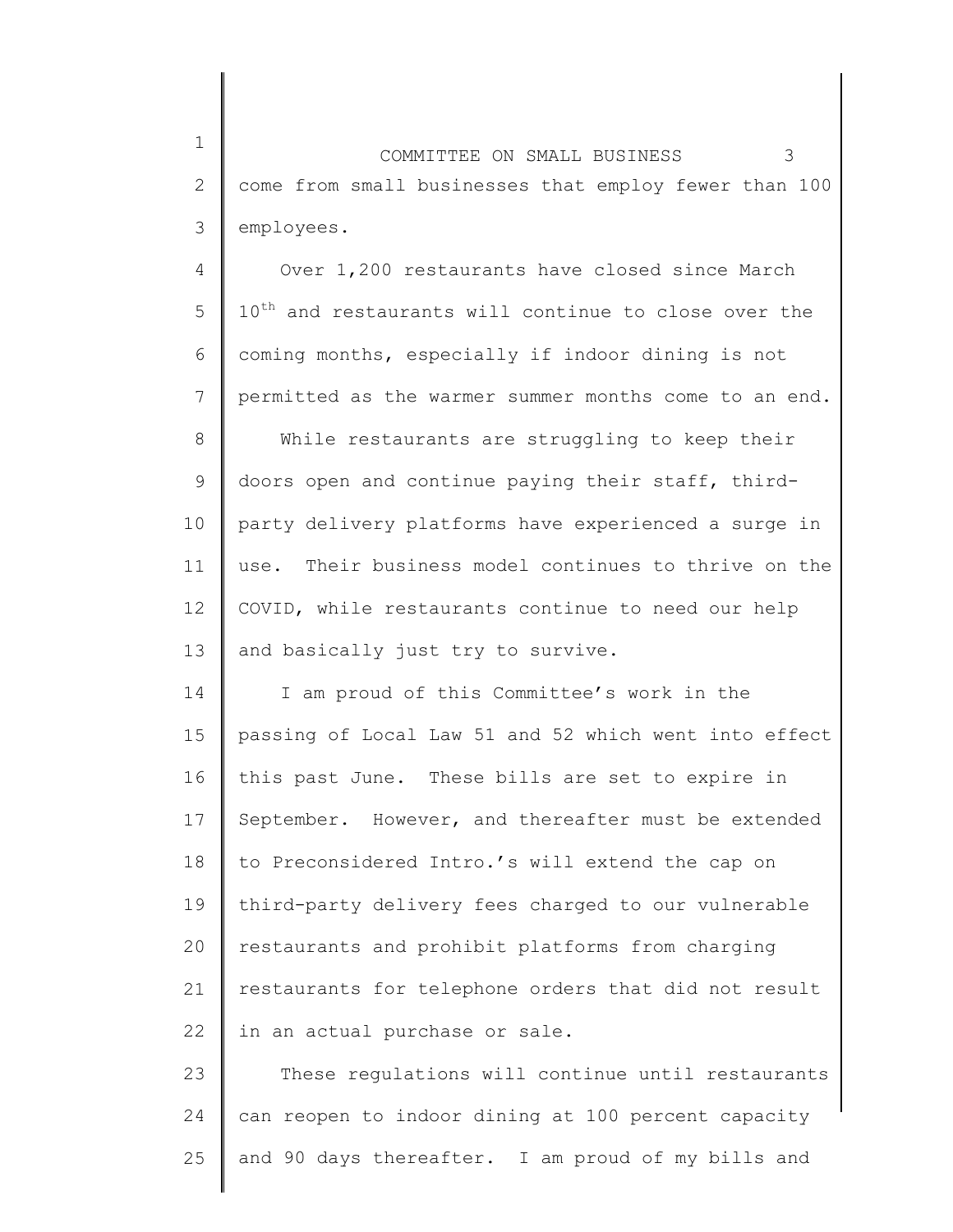come from small businesses that employ fewer than 100 employees.

Over 1,200 restaurants have closed since March 10th and restaurants will continue to close over the coming months, especially if indoor dining is not permitted as the warmer summer months come to an end.

While restaurants are struggling to keep their doors open and continue paying their staff, third-party delivery platforms have experienced a surge in use. Their business model continues to thrive on the COVID, while restaurants continue to need our help and basically just try to survive.

I am proud of this Committee's work in the passing of Local Law 51 and 52 which went into effect this past June. These bills are set to expire in September. However, and thereafter must be extended to Preconsidered Intro.'s will extend the cap on third-party delivery fees charged to our vulnerable restaurants and prohibit platforms from charging restaurants for telephone orders that did not result in an actual purchase or sale.

These regulations will continue until restaurants can reopen to indoor dining at 100 percent capacity and 90 days thereafter. I am proud of my bills and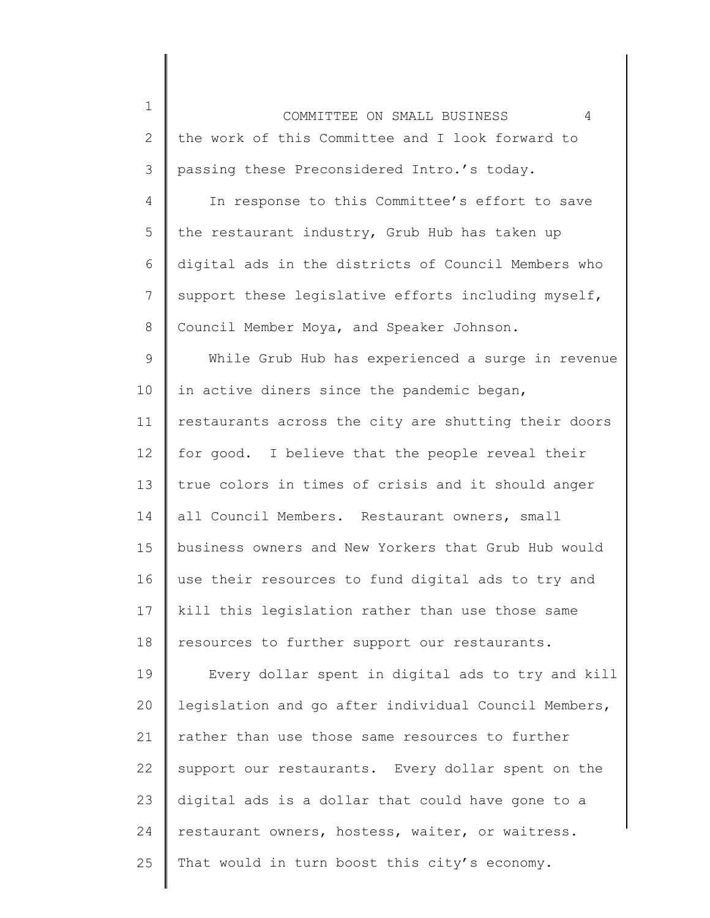the work of this Committee and I look forward to passing these Preconsidered Intro.'s today.

In response to this Committee's effort to save the restaurant industry, Grub Hub has taken up digital ads in the districts of Council Members who support these legislative efforts including myself, Council Member Moya, and Speaker Johnson.

While Grub Hub has experienced a surge in revenue in active diners since the pandemic began, restaurants across the city are shutting their doors for good. I believe that the people reveal their true colors in times of crisis and it should anger all Council Members. Restaurant owners, small business owners and New Yorkers that Grub Hub would use their resources to fund digital ads to try and kill this legislation rather than use those same resources to further support our restaurants.

Every dollar spent in digital ads to try and kill legislation and go after individual Council Members, rather than use those same resources to further support our restaurants. Every dollar spent on the digital ads is a dollar that could have gone to a restaurant owners, hostess, waiter, or waitress. That would in turn boost this city's economy.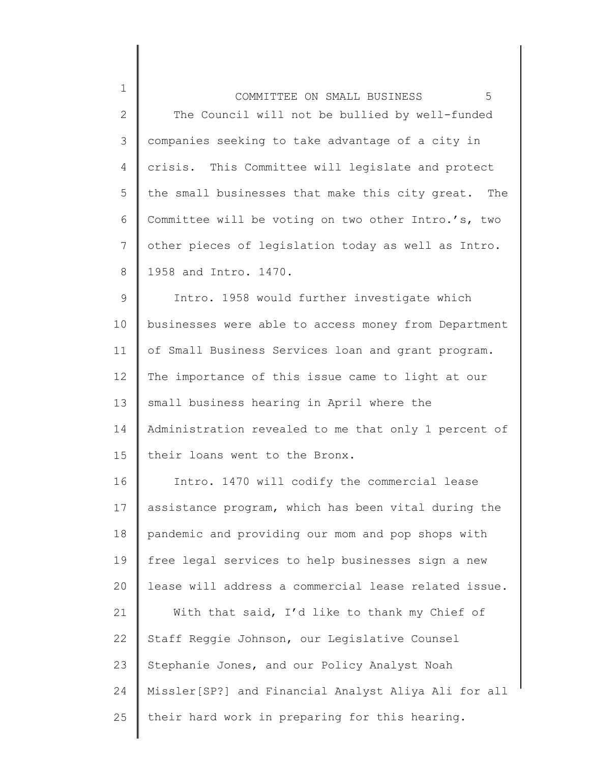The Council will not be bullied by well-funded companies seeking to take advantage of a city in crisis. This Committee will legislate and protect the small businesses that make this city great. The Committee will be voting on two other Intro.'s, two other pieces of legislation today as well as Intro. 1958 and Intro. 1470.

Intro. 1958 would further investigate which businesses were able to access money from Department of Small Business Services loan and grant program. The importance of this issue came to light at our small business hearing in April where the Administration revealed to me that only 1 percent of their loans went to the Bronx.

Intro. 1470 will codify the commercial lease assistance program, which has been vital during the pandemic and providing our mom and pop shops with free legal services to help businesses sign a new lease will address a commercial lease related issue.

With that said, I'd like to thank my Chief of Staff Reggie Johnson, our Legislative Counsel Stephanie Jones, and our Policy Analyst Noah Missler[SP?] and Financial Analyst Aliya Ali for all their hard work in preparing for this hearing.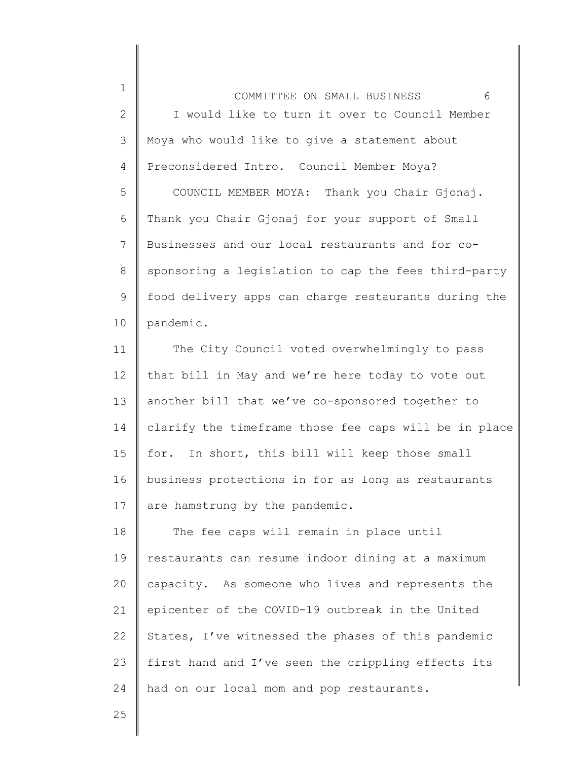I would like to turn it over to Council Member Moya who would like to give a statement about Preconsidered Intro. Council Member Moya?

COUNCIL MEMBER MOYA: Thank you Chair Gjonaj. Thank you Chair Gjonaj for your support of Small Businesses and our local restaurants and for co-sponsoring a legislation to cap the fees third-party food delivery apps can charge restaurants during the pandemic.

The City Council voted overwhelmingly to pass that bill in May and we're here today to vote out another bill that we've co-sponsored together to clarify the timeframe those fee caps will be in place for. In short, this bill will keep those small business protections in for as long as restaurants are hamstrung by the pandemic.

The fee caps will remain in place until restaurants can resume indoor dining at a maximum capacity. As someone who lives and represents the epicenter of the COVID-19 outbreak in the United States, I've witnessed the phases of this pandemic first hand and I've seen the crippling effects its had on our local mom and pop restaurants.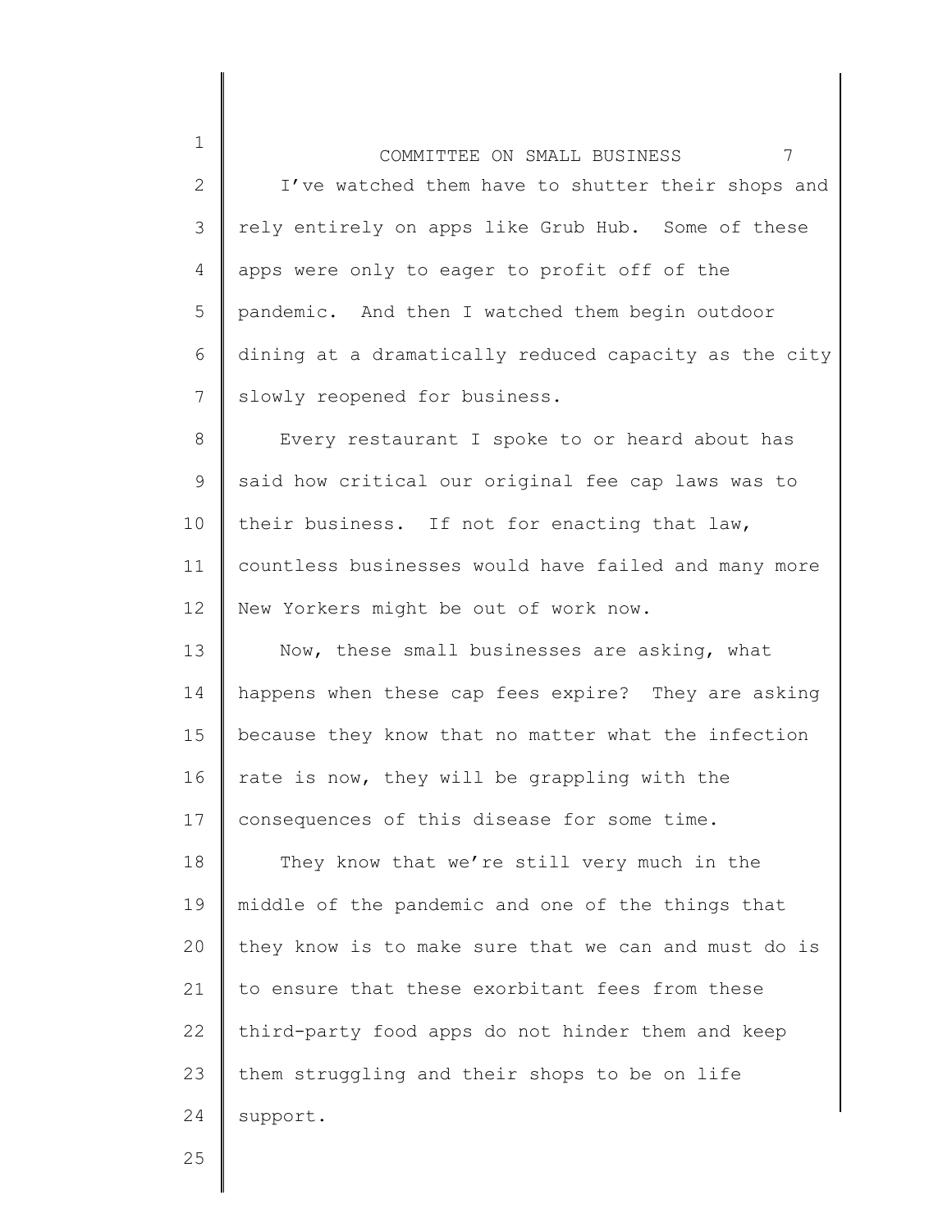I've watched them have to shutter their shops and rely entirely on apps like Grub Hub. Some of these apps were only to eager to profit off of the pandemic. And then I watched them begin outdoor dining at a dramatically reduced capacity as the city slowly reopened for business.

Every restaurant I spoke to or heard about has said how critical our original fee cap laws was to their business. If not for enacting that law, countless businesses would have failed and many more New Yorkers might be out of work now.

Now, these small businesses are asking, what happens when these cap fees expire? They are asking because they know that no matter what the infection rate is now, they will be grappling with the consequences of this disease for some time.

They know that we're still very much in the middle of the pandemic and one of the things that they know is to make sure that we can and must do is to ensure that these exorbitant fees from these third-party food apps do not hinder them and keep them struggling and their shops to be on life support.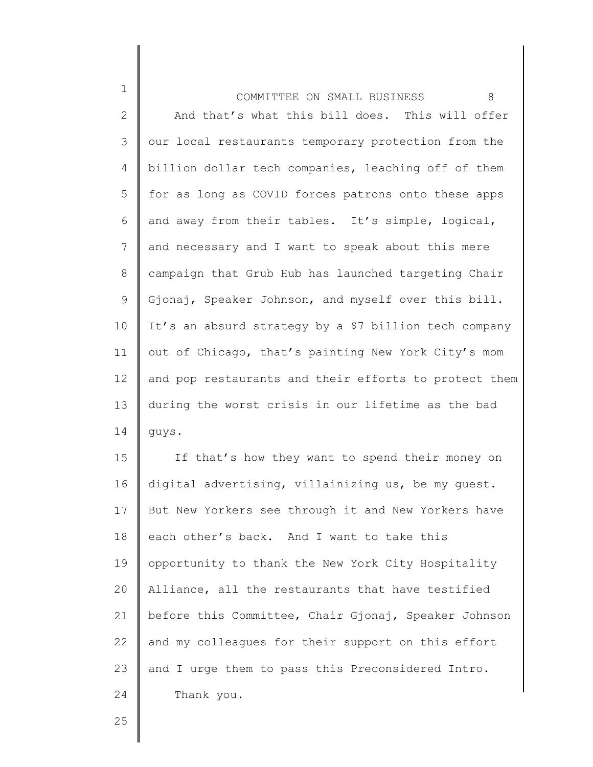And that's what this bill does. This will offer our local restaurants temporary protection from the billion dollar tech companies, leaching off of them for as long as COVID forces patrons onto these apps and away from their tables. It's simple, logical, and necessary and I want to speak about this mere campaign that Grub Hub has launched targeting Chair Gjonaj, Speaker Johnson, and myself over this bill. It's an absurd strategy by a $7 billion tech company out of Chicago, that's painting New York City's mom and pop restaurants and their efforts to protect them during the worst crisis in our lifetime as the bad guys.

If that's how they want to spend their money on digital advertising, villainizing us, be my guest. But New Yorkers see through it and New Yorkers have each other's back. And I want to take this opportunity to thank the New York City Hospitality Alliance, all the restaurants that have testified before this Committee, Chair Gjonaj, Speaker Johnson and my colleagues for their support on this effort and I urge them to pass this Preconsidered Intro.

Thank you.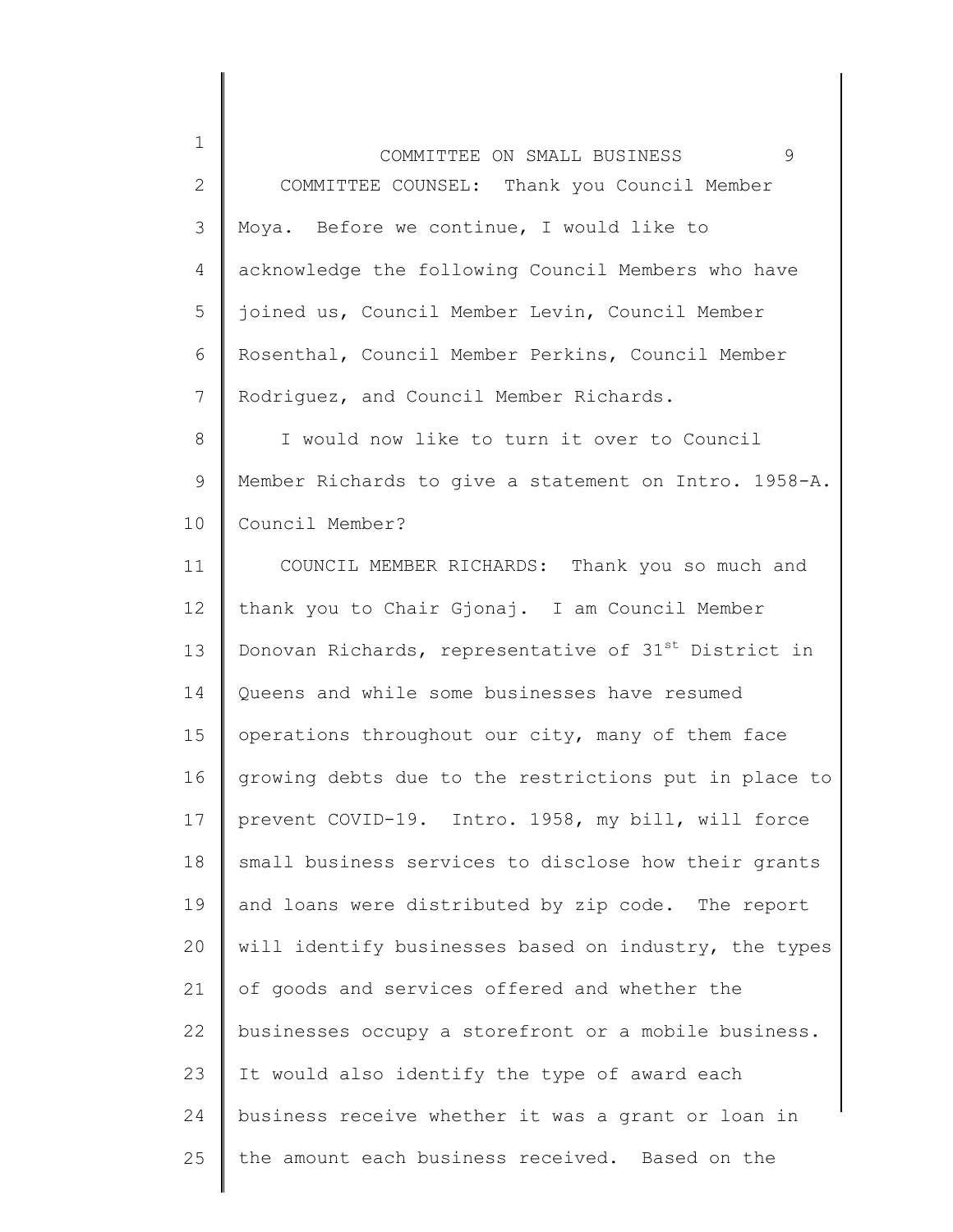COMMITTEE COUNSEL: Thank you Council Member Moya. Before we continue, I would like to acknowledge the following Council Members who have joined us, Council Member Levin, Council Member Rosenthal, Council Member Perkins, Council Member Rodriguez, and Council Member Richards.

I would now like to turn it over to Council Member Richards to give a statement on Intro. 1958-A. Council Member?

COUNCIL MEMBER RICHARDS: Thank you so much and thank you to Chair Gjonaj. I am Council Member Donovan Richards, representative of 31st District in Queens and while some businesses have resumed operations throughout our city, many of them face growing debts due to the restrictions put in place to prevent COVID-19. Intro. 1958, my bill, will force small business services to disclose how their grants and loans were distributed by zip code. The report will identify businesses based on industry, the types of goods and services offered and whether the businesses occupy a storefront or a mobile business. It would also identify the type of award each business receive whether it was a grant or loan in the amount each business received. Based on the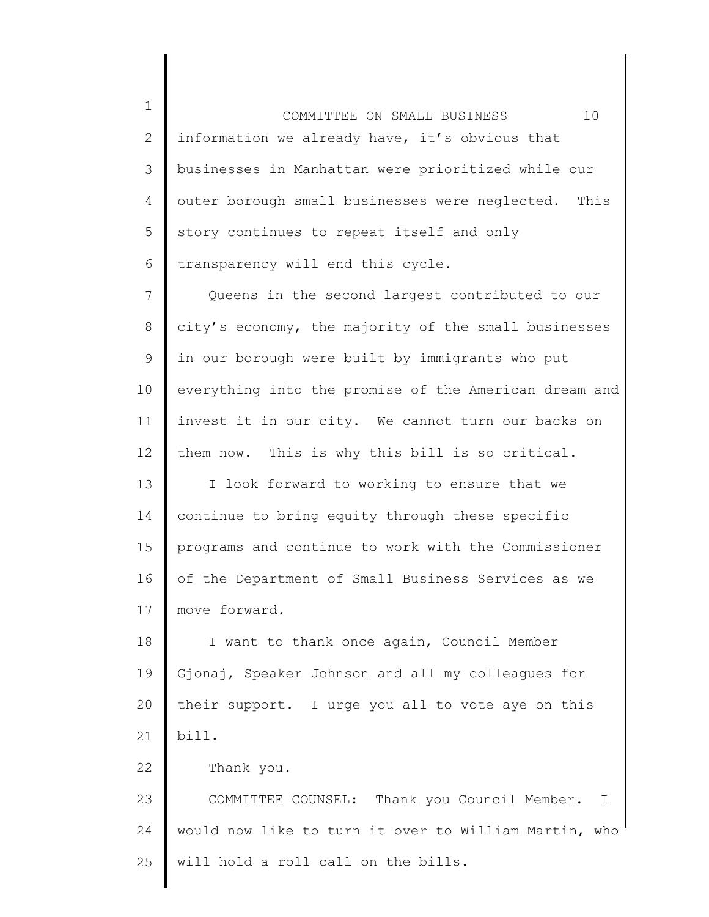information we already have, it's obvious that businesses in Manhattan were prioritized while our outer borough small businesses were neglected. This story continues to repeat itself and only transparency will end this cycle.

Queens in the second largest contributed to our city's economy, the majority of the small businesses in our borough were built by immigrants who put everything into the promise of the American dream and invest it in our city. We cannot turn our backs on them now. This is why this bill is so critical.

I look forward to working to ensure that we continue to bring equity through these specific programs and continue to work with the Commissioner of the Department of Small Business Services as we move forward.

I want to thank once again, Council Member Gjonaj, Speaker Johnson and all my colleagues for their support. I urge you all to vote aye on this bill.

Thank you.

COMMITTEE COUNSEL: Thank you Council Member. I would now like to turn it over to William Martin, who will hold a roll call on the bills.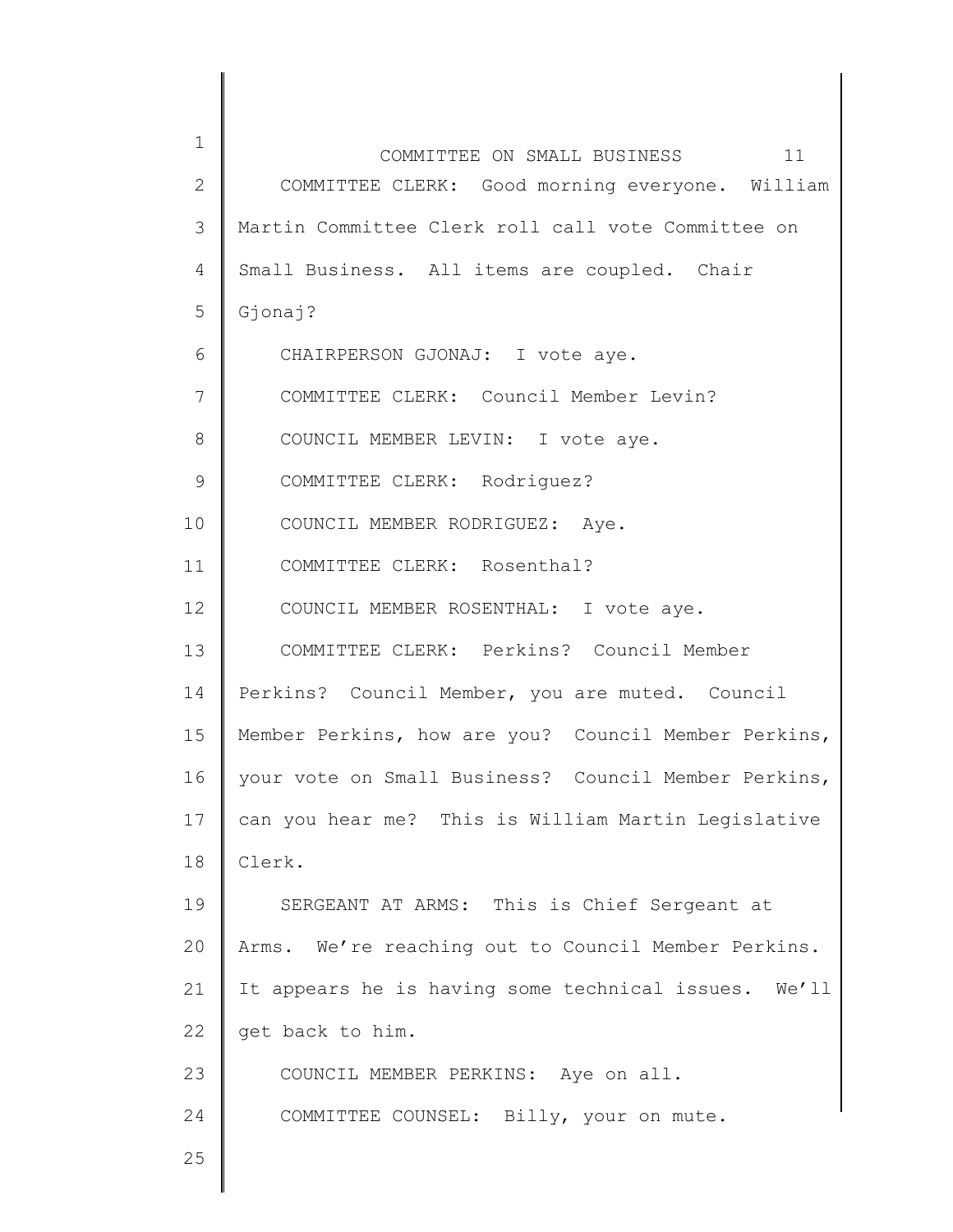COMMITTEE CLERK: Good morning everyone. William Martin Committee Clerk roll call vote Committee on Small Business. All items are coupled. Chair Gjonaj?

CHAIRPERSON GJONAJ: I vote aye.

COMMITTEE CLERK: Council Member Levin?

COUNCIL MEMBER LEVIN: I vote aye.

COMMITTEE CLERK: Rodriguez?

COUNCIL MEMBER RODRIGUEZ: Aye.

COMMITTEE CLERK: Rosenthal?

COUNCIL MEMBER ROSENTHAL: I vote aye.

COMMITTEE CLERK: Perkins? Council Member Perkins? Council Member, you are muted. Council Member Perkins, how are you? Council Member Perkins, your vote on Small Business? Council Member Perkins, can you hear me? This is William Martin Legislative Clerk.

SERGEANT AT ARMS: This is Chief Sergeant at Arms. We're reaching out to Council Member Perkins. It appears he is having some technical issues. We'll get back to him.

COUNCIL MEMBER PERKINS: Aye on all.

COMMITTEE COUNSEL: Billy, your on mute.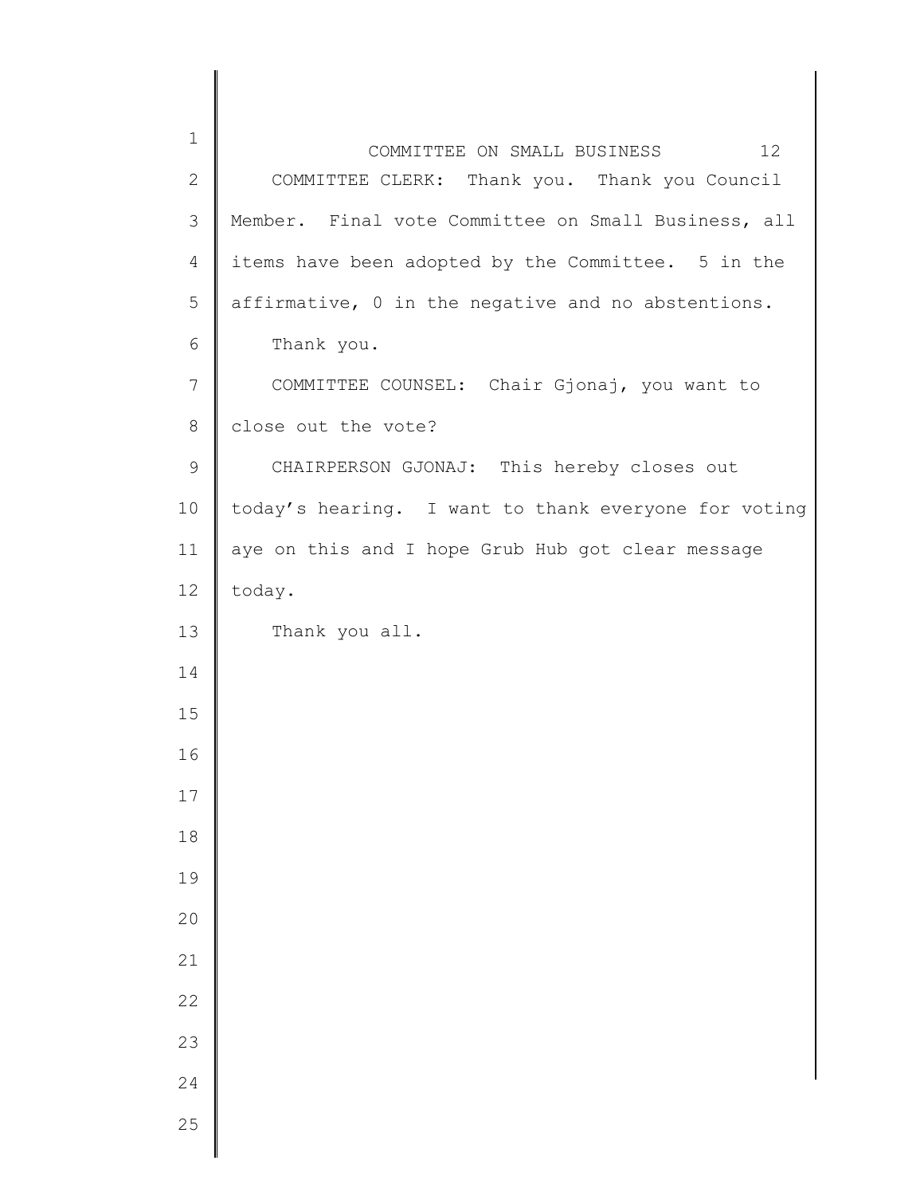COMMITTEE CLERK: Thank you. Thank you Council Member. Final vote Committee on Small Business, all items have been adopted by the Committee. 5 in the affirmative, 0 in the negative and no abstentions.

Thank you.

COMMITTEE COUNSEL: Chair Gjonaj, you want to close out the vote?

CHAIRPERSON GJONAJ: This hereby closes out today's hearing. I want to thank everyone for voting aye on this and I hope Grub Hub got clear message today.

Thank you all.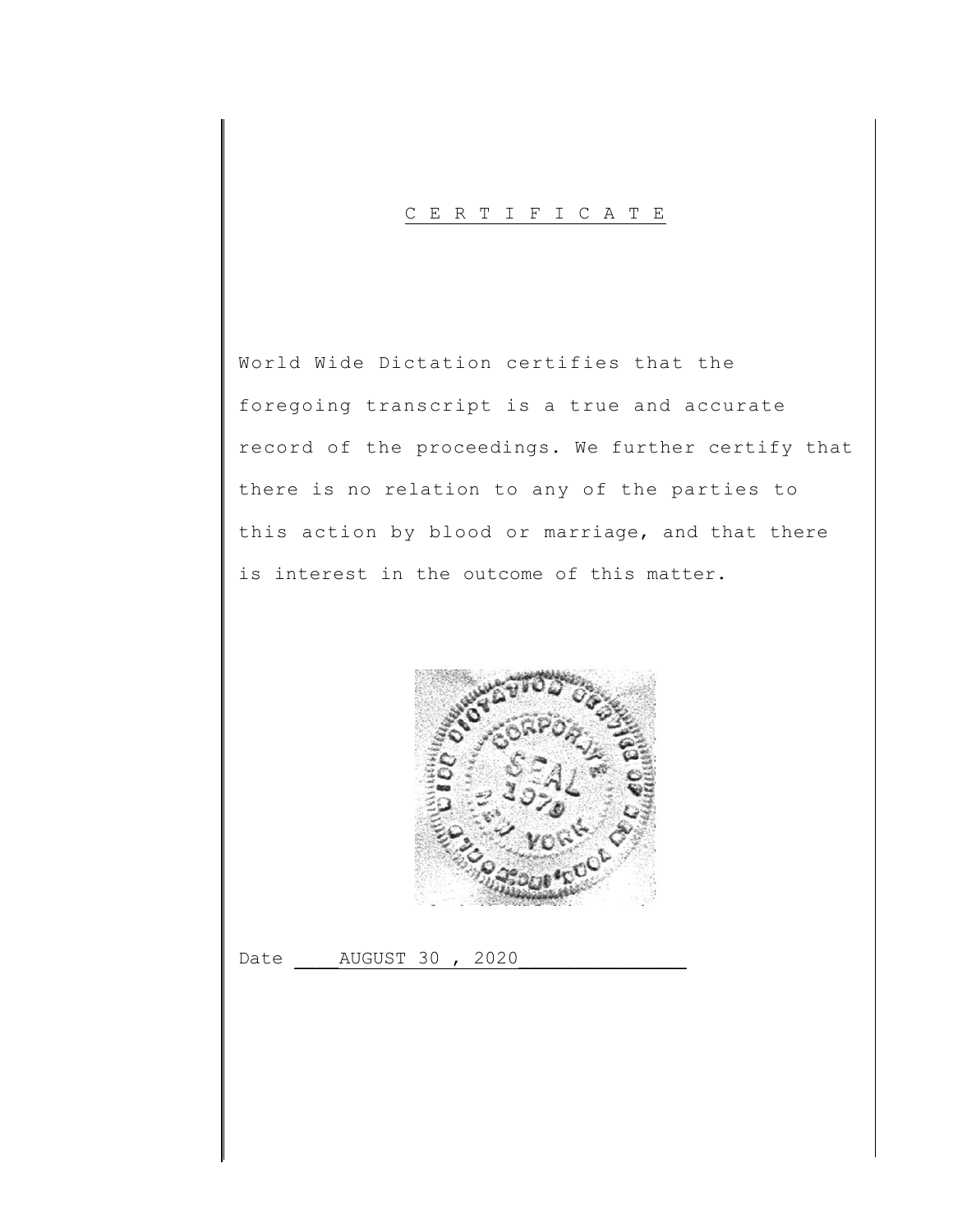C E R T I F I C A T E

World Wide Dictation certifies that the foregoing transcript is a true and accurate record of the proceedings. We further certify that there is no relation to any of the parties to this action by blood or marriage, and that there is interest in the outcome of this matter.

Date ____AUGUST 30 , 2020______________